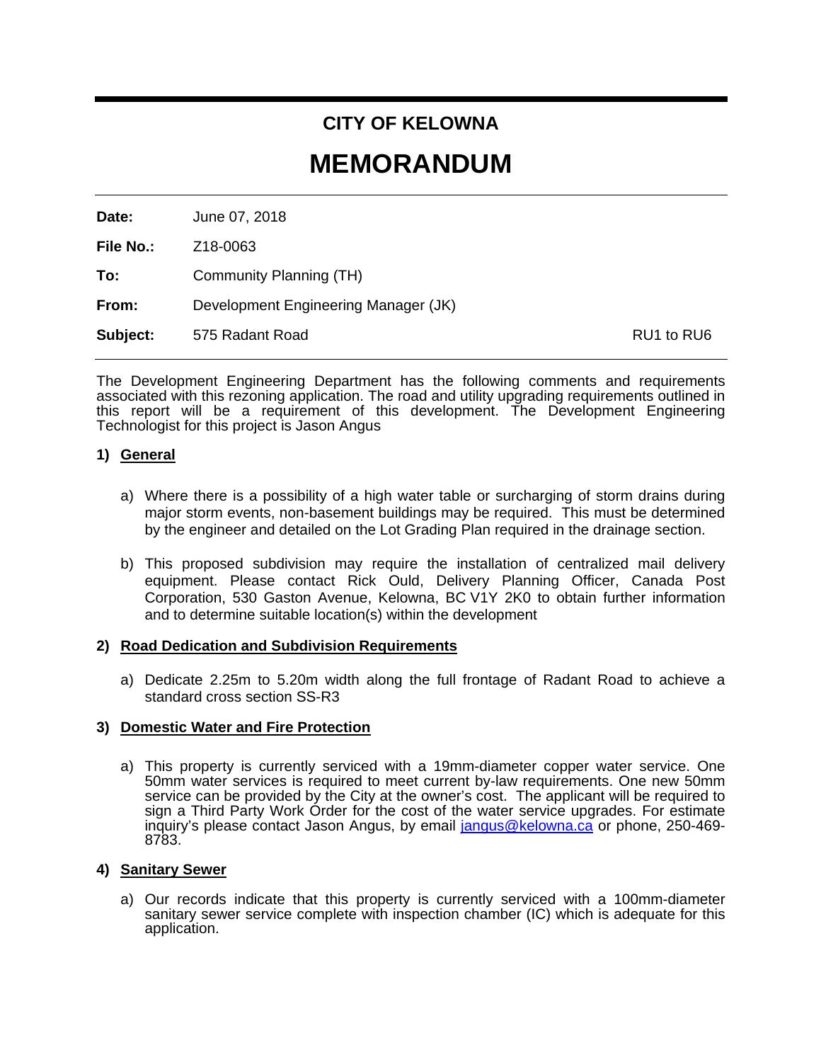## CITY OF KELOWNA

# MEMORANDUM

**Date:** June 07, 2018

**File No.:** Z18-0063

**To:** Community Planning (TH)

**From:** Development Engineering Manager (JK)

**Subject:** 575 Radant Road RU1 to RU6

The Development Engineering Department has the following comments and requirements associated with this rezoning application. The road and utility upgrading requirements outlined in this report will be a requirement of this development. The Development Engineering Technologist for this project is Jason Angus

### 1) General

a) Where there is a possibility of a high water table or surcharging of storm drains during major storm events, non-basement buildings may be required. This must be determined by the engineer and detailed on the Lot Grading Plan required in the drainage section.

b) This proposed subdivision may require the installation of centralized mail delivery equipment. Please contact Rick Ould, Delivery Planning Officer, Canada Post Corporation, 530 Gaston Avenue, Kelowna, BC V1Y 2K0 to obtain further information and to determine suitable location(s) within the development

### 2) Road Dedication and Subdivision Requirements

a) Dedicate 2.25m to 5.20m width along the full frontage of Radant Road to achieve a standard cross section SS-R3

### 3) Domestic Water and Fire Protection

a) This property is currently serviced with a 19mm-diameter copper water service. One 50mm water services is required to meet current by-law requirements. One new 50mm service can be provided by the City at the owner's cost. The applicant will be required to sign a Third Party Work Order for the cost of the water service upgrades. For estimate inquiry's please contact Jason Angus, by email jangus@kelowna.ca or phone, 250-469-8783.

### 4) Sanitary Sewer

a) Our records indicate that this property is currently serviced with a 100mm-diameter sanitary sewer service complete with inspection chamber (IC) which is adequate for this application.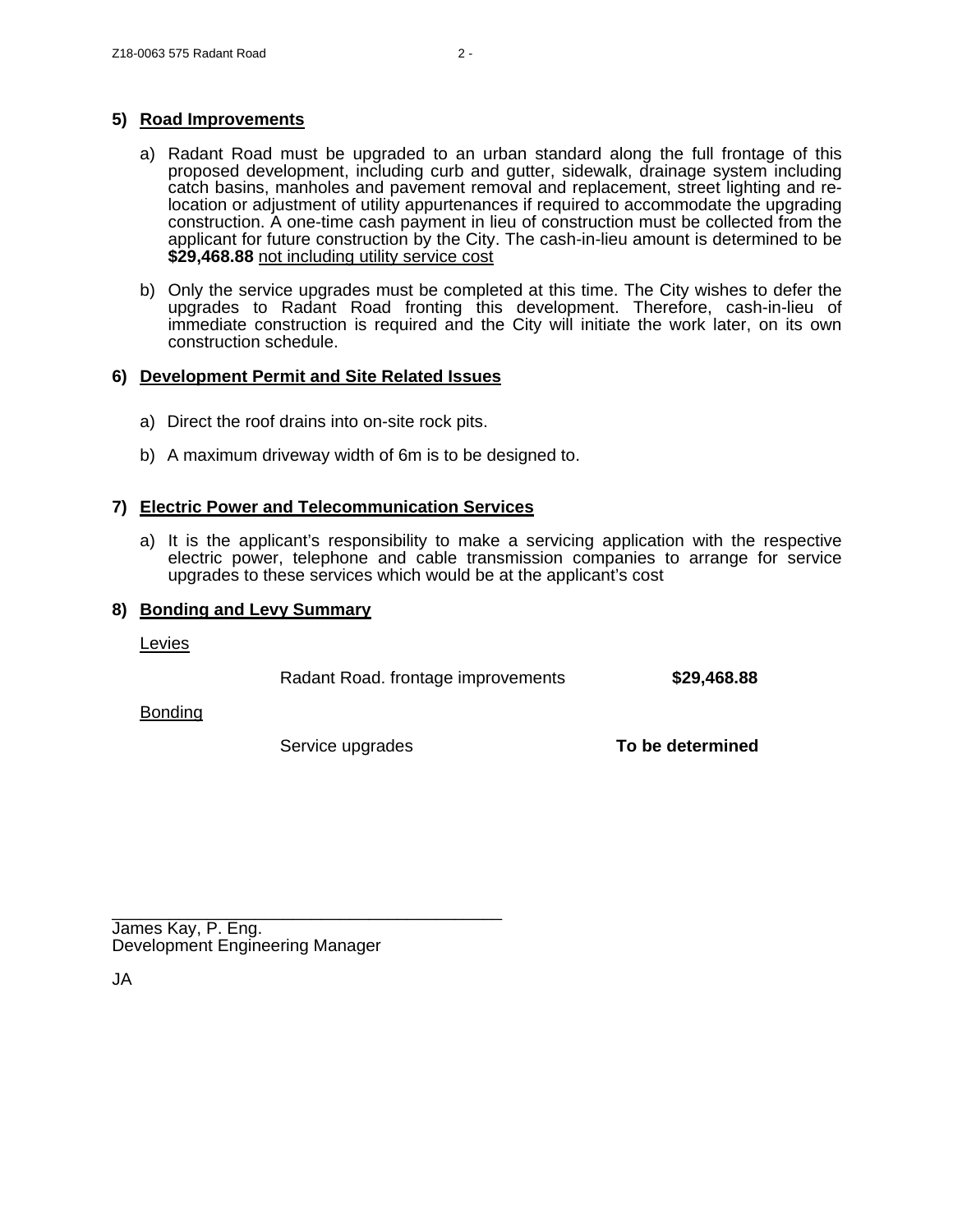**5) Road Improvements**

a) Radant Road must be upgraded to an urban standard along the full frontage of this proposed development, including curb and gutter, sidewalk, drainage system including catch basins, manholes and pavement removal and replacement, street lighting and re-location or adjustment of utility appurtenances if required to accommodate the upgrading construction. A one-time cash payment in lieu of construction must be collected from the applicant for future construction by the City. The cash-in-lieu amount is determined to be **$29,468.88** not including utility service cost

b) Only the service upgrades must be completed at this time. The City wishes to defer the upgrades to Radant Road fronting this development. Therefore, cash-in-lieu of immediate construction is required and the City will initiate the work later, on its own construction schedule.

**6) Development Permit and Site Related Issues**

a) Direct the roof drains into on-site rock pits.

b) A maximum driveway width of 6m is to be designed to.

**7) Electric Power and Telecommunication Services**

a) It is the applicant's responsibility to make a servicing application with the respective electric power, telephone and cable transmission companies to arrange for service upgrades to these services which would be at the applicant's cost

**8) Bonding and Levy Summary**

Levies

| | |
|---|---|
| Radant Road. frontage improvements | **$29,468.88** |

Bonding

| | |
|---|---|
| Service upgrades | **To be determined** |

\_\_\_\_\_\_\_\_\_\_\_\_\_\_\_\_\_\_\_\_\_\_\_\_\_\_\_\_\_\_\_\_\_\_\_\_\_\_\_\_
James Kay, P. Eng.
Development Engineering Manager

JA